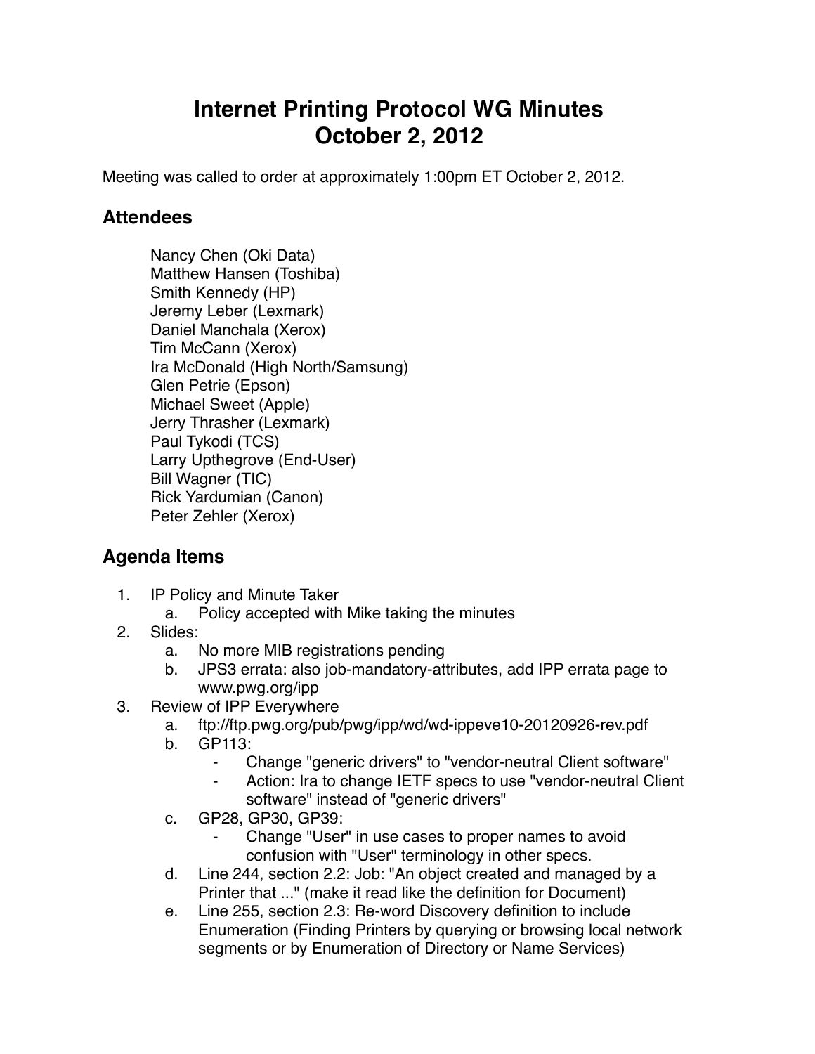# Internet Printing Protocol WG Minutes
# October 2, 2012

Meeting was called to order at approximately 1:00pm ET October 2, 2012.

## Attendees

Nancy Chen (Oki Data)
Matthew Hansen (Toshiba)
Smith Kennedy (HP)
Jeremy Leber (Lexmark)
Daniel Manchala (Xerox)
Tim McCann (Xerox)
Ira McDonald (High North/Samsung)
Glen Petrie (Epson)
Michael Sweet (Apple)
Jerry Thrasher (Lexmark)
Paul Tykodi (TCS)
Larry Upthegrove (End-User)
Bill Wagner (TIC)
Rick Yardumian (Canon)
Peter Zehler (Xerox)

## Agenda Items

1. IP Policy and Minute Taker
    a. Policy accepted with Mike taking the minutes
2. Slides:
    a. No more MIB registrations pending
    b. JPS3 errata: also job-mandatory-attributes, add IPP errata page to www.pwg.org/ipp
3. Review of IPP Everywhere
    a. ftp://ftp.pwg.org/pub/pwg/ipp/wd/wd-ippeve10-20120926-rev.pdf
    b. GP113:
        - Change "generic drivers" to "vendor-neutral Client software"
        - Action: Ira to change IETF specs to use "vendor-neutral Client software" instead of "generic drivers"
    c. GP28, GP30, GP39:
        - Change "User" in use cases to proper names to avoid confusion with "User" terminology in other specs.
    d. Line 244, section 2.2: Job: "An object created and managed by a Printer that ..." (make it read like the definition for Document)
    e. Line 255, section 2.3: Re-word Discovery definition to include Enumeration (Finding Printers by querying or browsing local network segments or by Enumeration of Directory or Name Services)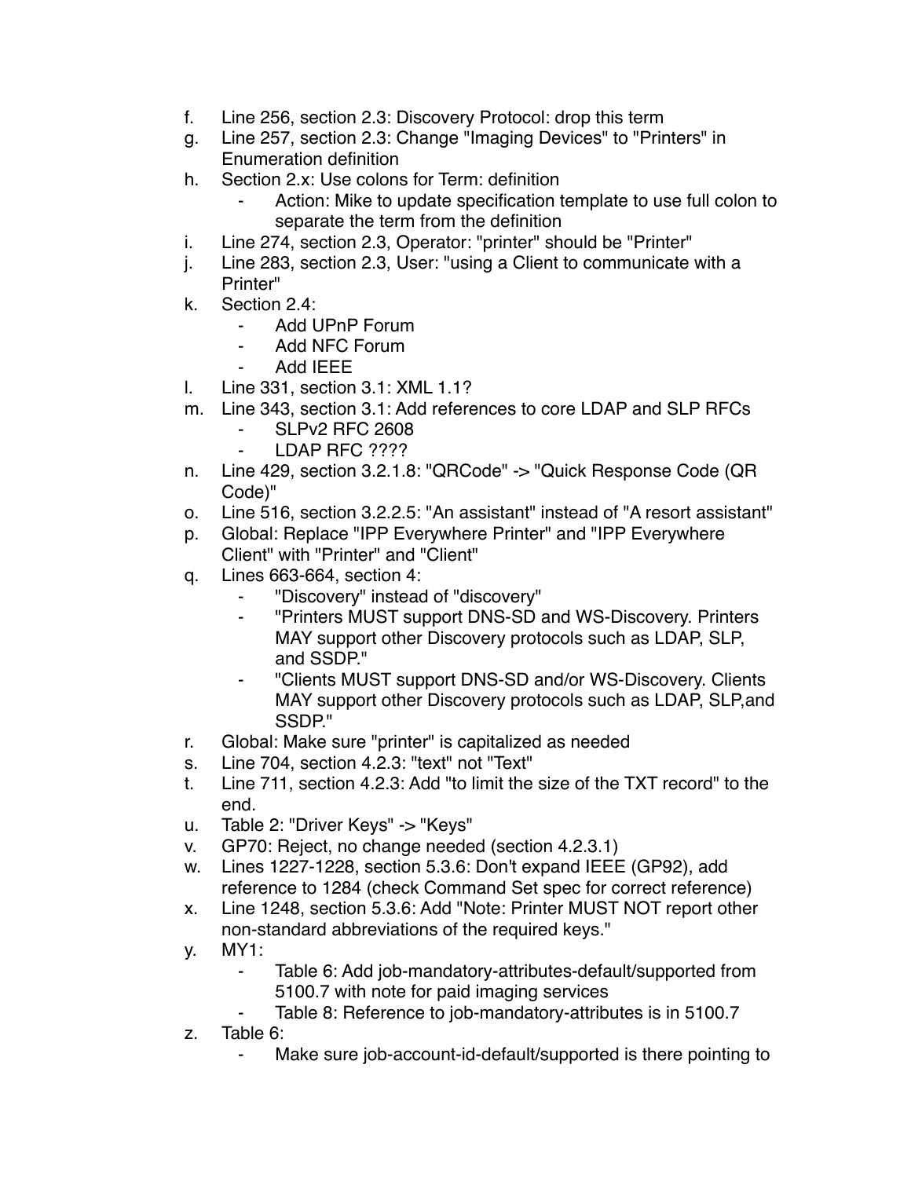f. Line 256, section 2.3: Discovery Protocol: drop this term
g. Line 257, section 2.3: Change "Imaging Devices" to "Printers" in Enumeration definition
h. Section 2.x: Use colons for Term: definition
    - Action: Mike to update specification template to use full colon to separate the term from the definition
i. Line 274, section 2.3, Operator: "printer" should be "Printer"
j. Line 283, section 2.3, User: "using a Client to communicate with a Printer"
k. Section 2.4:
    - Add UPnP Forum
    - Add NFC Forum
    - Add IEEE
l. Line 331, section 3.1: XML 1.1?
m. Line 343, section 3.1: Add references to core LDAP and SLP RFCs
    - SLPv2 RFC 2608
    - LDAP RFC ????
n. Line 429, section 3.2.1.8: "QRCode" -> "Quick Response Code (QR Code)"
o. Line 516, section 3.2.2.5: "An assistant" instead of "A resort assistant"
p. Global: Replace "IPP Everywhere Printer" and "IPP Everywhere Client" with "Printer" and "Client"
q. Lines 663-664, section 4:
    - "Discovery" instead of "discovery"
    - "Printers MUST support DNS-SD and WS-Discovery. Printers MAY support other Discovery protocols such as LDAP, SLP, and SSDP."
    - "Clients MUST support DNS-SD and/or WS-Discovery. Clients MAY support other Discovery protocols such as LDAP, SLP,and SSDP."
r. Global: Make sure "printer" is capitalized as needed
s. Line 704, section 4.2.3: "text" not "Text"
t. Line 711, section 4.2.3: Add "to limit the size of the TXT record" to the end.
u. Table 2: "Driver Keys" -> "Keys"
v. GP70: Reject, no change needed (section 4.2.3.1)
w. Lines 1227-1228, section 5.3.6: Don't expand IEEE (GP92), add reference to 1284 (check Command Set spec for correct reference)
x. Line 1248, section 5.3.6: Add "Note: Printer MUST NOT report other non-standard abbreviations of the required keys."
y. MY1:
    - Table 6: Add job-mandatory-attributes-default/supported from 5100.7 with note for paid imaging services
    - Table 8: Reference to job-mandatory-attributes is in 5100.7
z. Table 6:
    - Make sure job-account-id-default/supported is there pointing to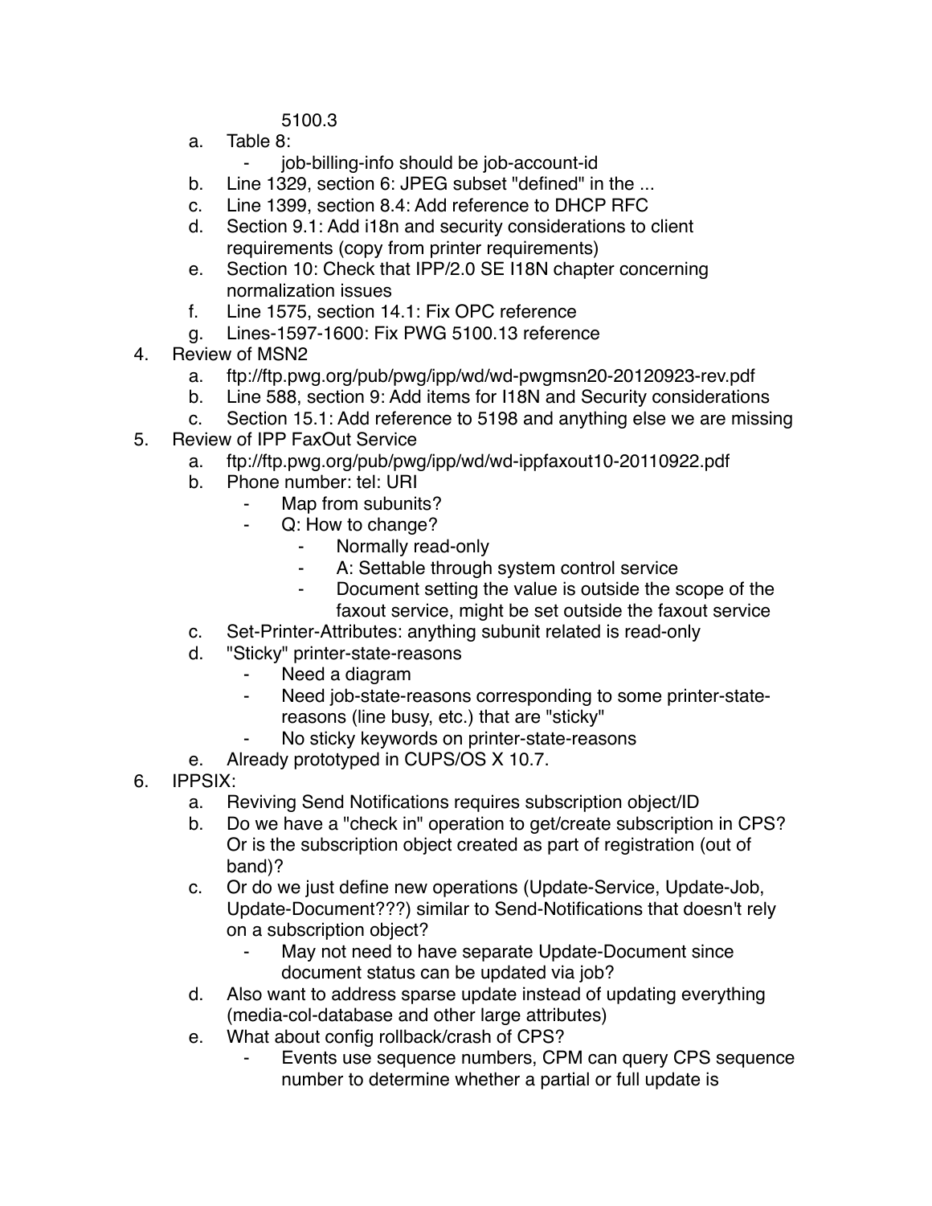5100.3

   a. Table 8:
      - job-billing-info should be job-account-id
   b. Line 1329, section 6: JPEG subset "defined" in the ...
   c. Line 1399, section 8.4: Add reference to DHCP RFC
   d. Section 9.1: Add i18n and security considerations to client requirements (copy from printer requirements)
   e. Section 10: Check that IPP/2.0 SE I18N chapter concerning normalization issues
   f. Line 1575, section 14.1: Fix OPC reference
   g. Lines-1597-1600: Fix PWG 5100.13 reference

4. Review of MSN2
   a. ftp://ftp.pwg.org/pub/pwg/ipp/wd/wd-pwgmsn20-20120923-rev.pdf
   b. Line 588, section 9: Add items for I18N and Security considerations
   c. Section 15.1: Add reference to 5198 and anything else we are missing
5. Review of IPP FaxOut Service
   a. ftp://ftp.pwg.org/pub/pwg/ipp/wd/wd-ippfaxout10-20110922.pdf
   b. Phone number: tel: URI
      - Map from subunits?
      - Q: How to change?
         - Normally read-only
         - A: Settable through system control service
         - Document setting the value is outside the scope of the faxout service, might be set outside the faxout service
   c. Set-Printer-Attributes: anything subunit related is read-only
   d. "Sticky" printer-state-reasons
      - Need a diagram
      - Need job-state-reasons corresponding to some printer-state-reasons (line busy, etc.) that are "sticky"
      - No sticky keywords on printer-state-reasons
   e. Already prototyped in CUPS/OS X 10.7.
6. IPPSIX:
   a. Reviving Send Notifications requires subscription object/ID
   b. Do we have a "check in" operation to get/create subscription in CPS? Or is the subscription object created as part of registration (out of band)?
   c. Or do we just define new operations (Update-Service, Update-Job, Update-Document???) similar to Send-Notifications that doesn't rely on a subscription object?
      - May not need to have separate Update-Document since document status can be updated via job?
   d. Also want to address sparse update instead of updating everything (media-col-database and other large attributes)
   e. What about config rollback/crash of CPS?
      - Events use sequence numbers, CPM can query CPS sequence number to determine whether a partial or full update is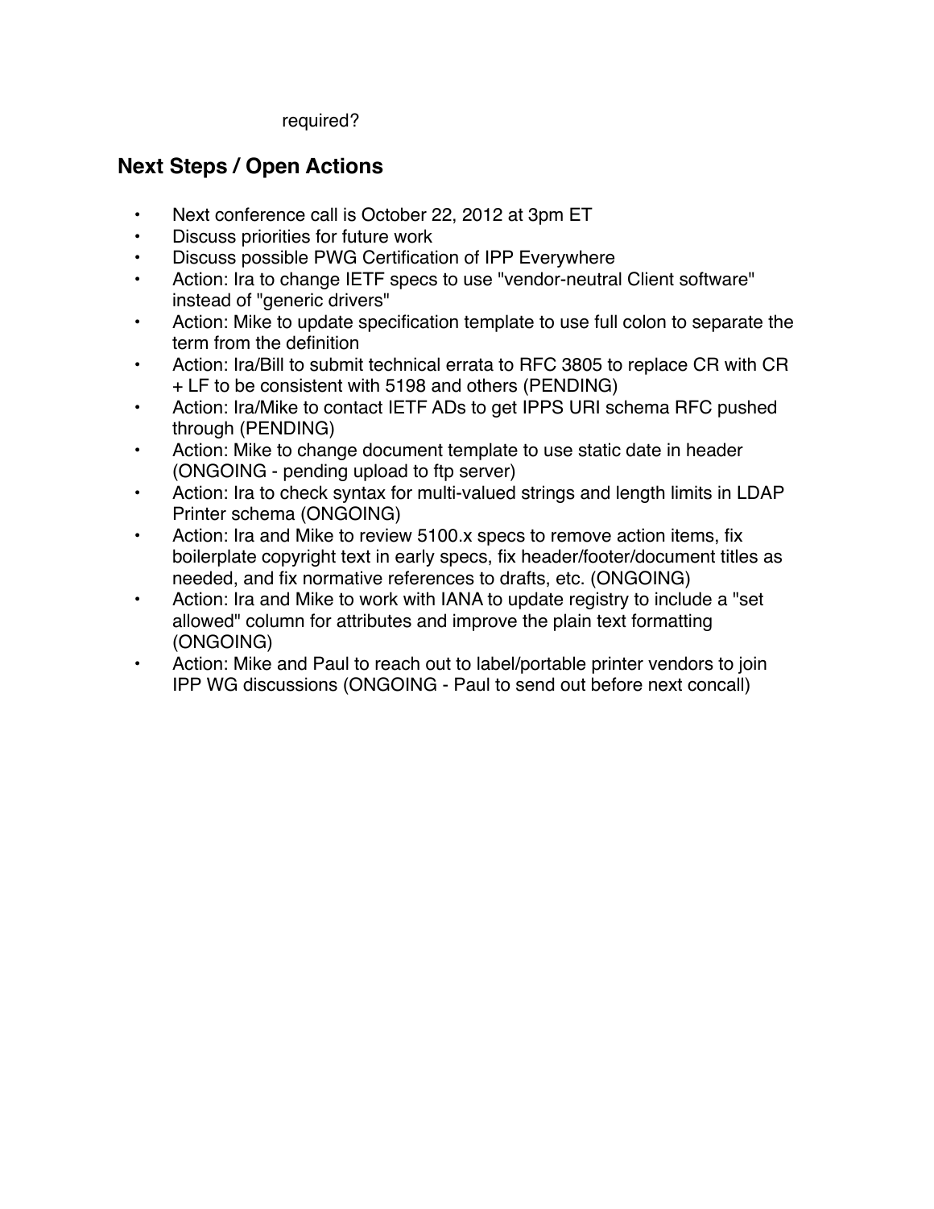required?

## Next Steps / Open Actions

- Next conference call is October 22, 2012 at 3pm ET
- Discuss priorities for future work
- Discuss possible PWG Certification of IPP Everywhere
- Action: Ira to change IETF specs to use "vendor-neutral Client software" instead of "generic drivers"
- Action: Mike to update specification template to use full colon to separate the term from the definition
- Action: Ira/Bill to submit technical errata to RFC 3805 to replace CR with CR + LF to be consistent with 5198 and others (PENDING)
- Action: Ira/Mike to contact IETF ADs to get IPPS URI schema RFC pushed through (PENDING)
- Action: Mike to change document template to use static date in header (ONGOING - pending upload to ftp server)
- Action: Ira to check syntax for multi-valued strings and length limits in LDAP Printer schema (ONGOING)
- Action: Ira and Mike to review 5100.x specs to remove action items, fix boilerplate copyright text in early specs, fix header/footer/document titles as needed, and fix normative references to drafts, etc. (ONGOING)
- Action: Ira and Mike to work with IANA to update registry to include a "set allowed" column for attributes and improve the plain text formatting (ONGOING)
- Action: Mike and Paul to reach out to label/portable printer vendors to join IPP WG discussions (ONGOING - Paul to send out before next concall)